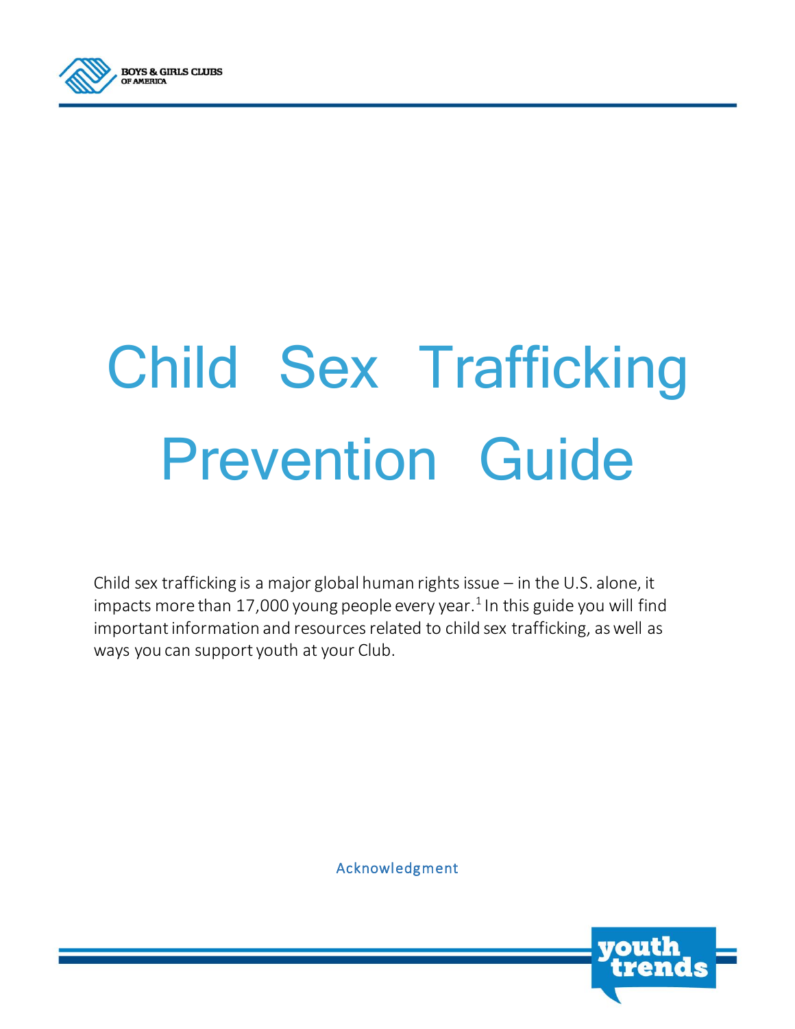BOYS & GIRLS CLUBS OF AMERICA

# Child Sex Trafficking Prevention Guide

Child sex trafficking is a major global human rights issue – in the U.S. alone, it impacts more than 17,000 young people every year.[1] In this guide you will find important information and resources related to child sex trafficking, as well as ways you can support youth at your Club.

Acknowledgment

youth trends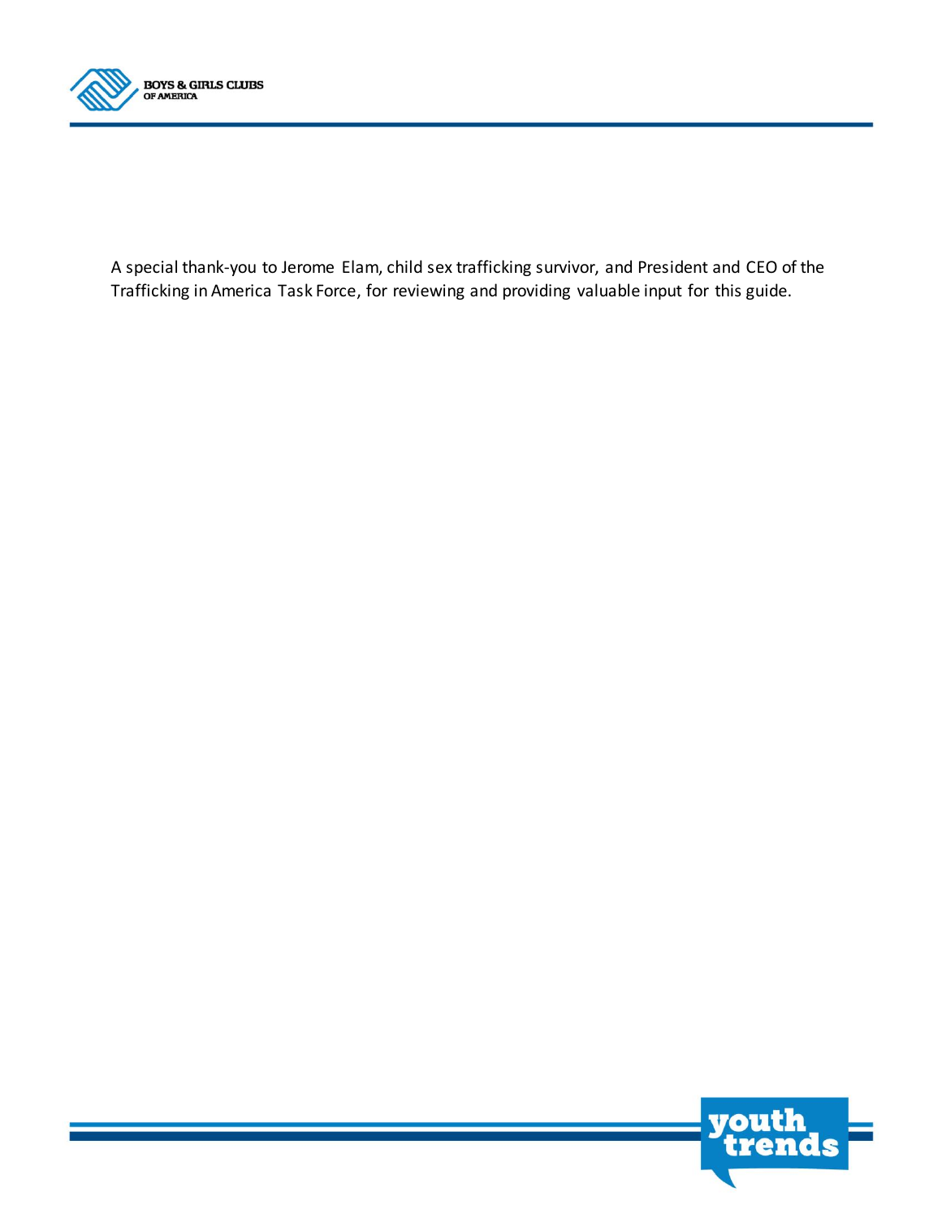A special thank-you to Jerome Elam, child sex trafficking survivor, and President and CEO of the Trafficking in America Task Force, for reviewing and providing valuable input for this guide.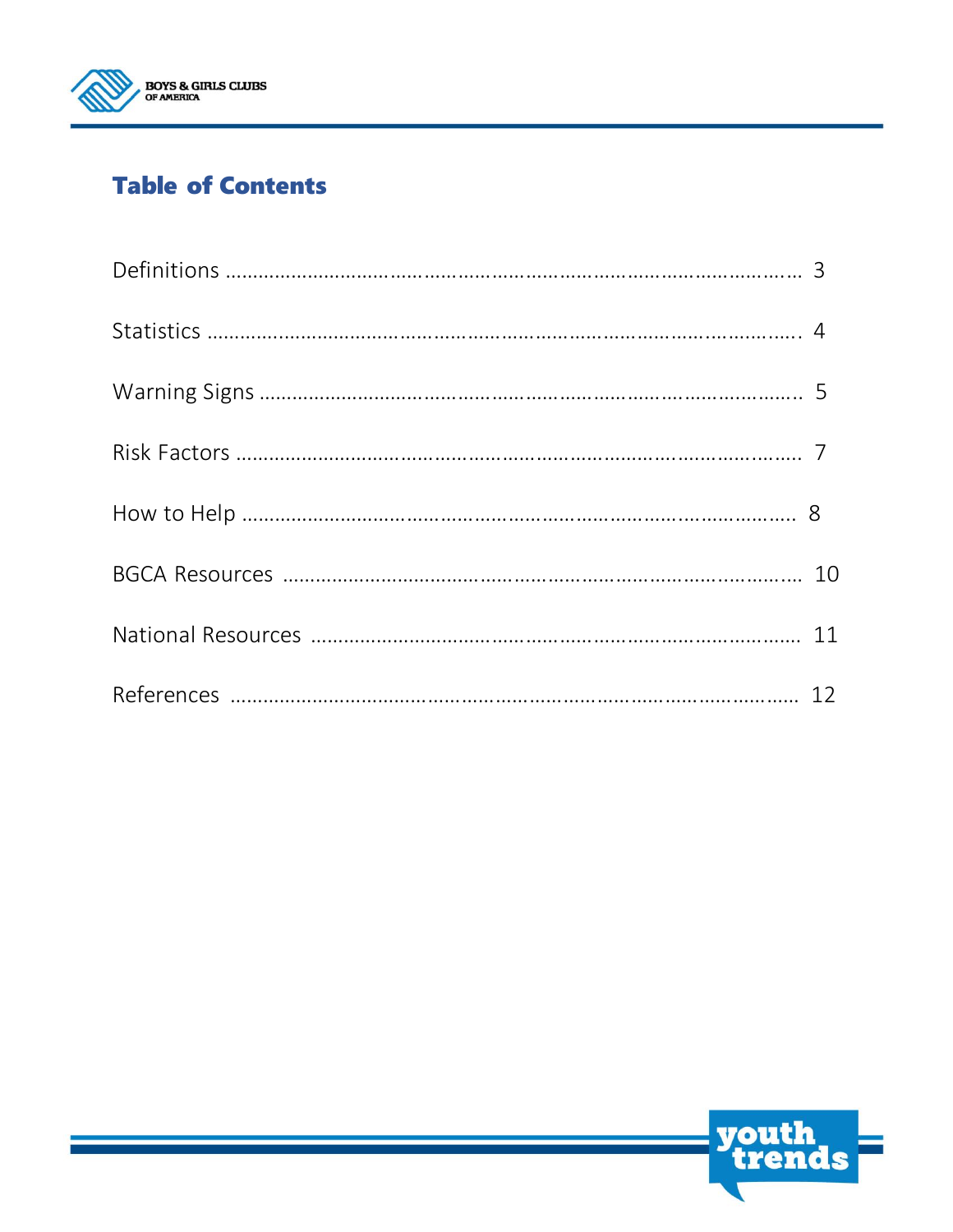# Table of Contents

Definitions ........................................................................................ 3

Statistics ........................................................................................... 4

Warning Signs ................................................................................... 5

Risk Factors ....................................................................................... 7

How to Help ...................................................................................... 8

BGCA Resources ............................................................................... 10

National Resources ........................................................................... 11

References ........................................................................................ 12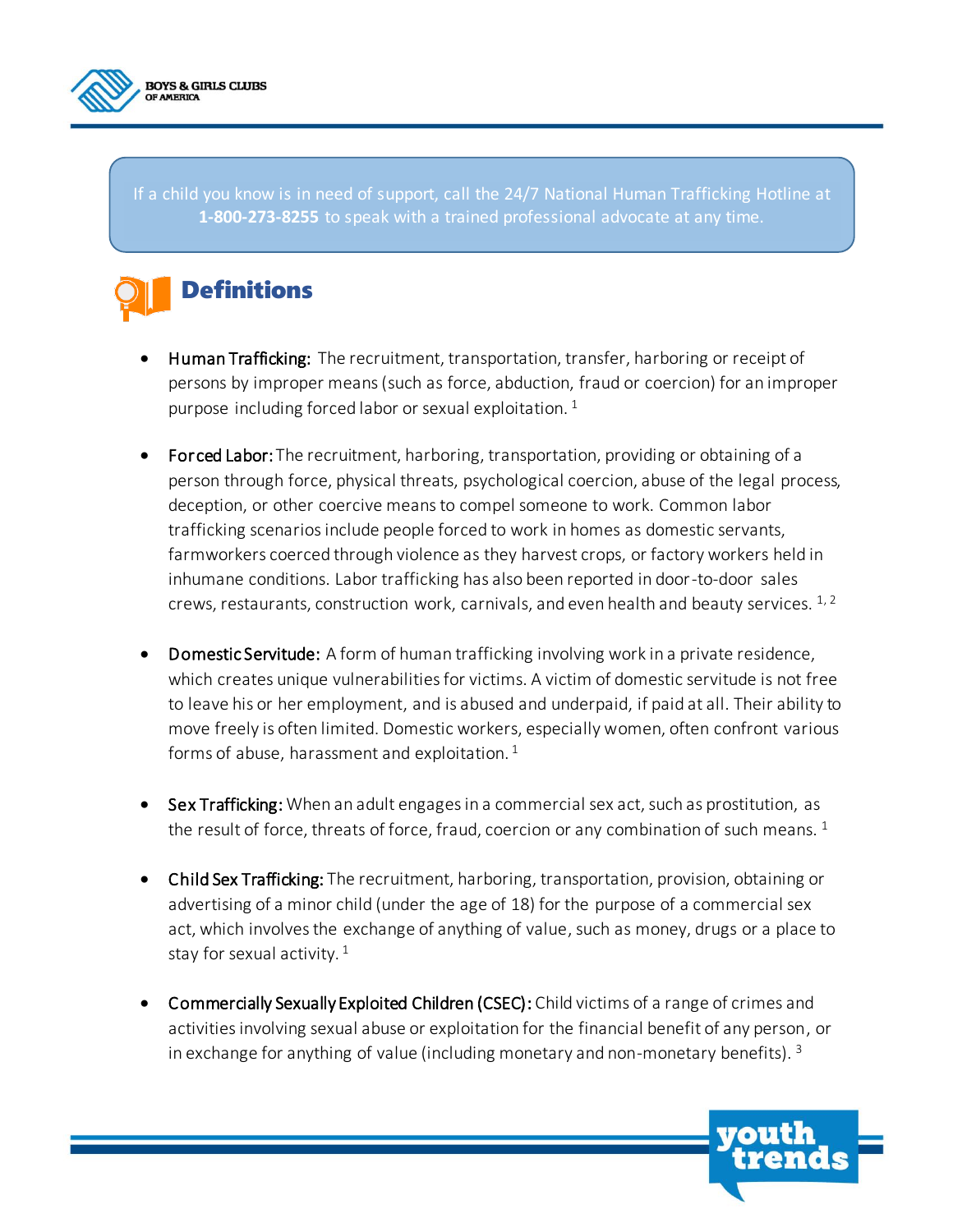If a child you know is in need of support, call the 24/7 National Human Trafficking Hotline at **1-800-273-8255** to speak with a trained professional advocate at any time.

## Definitions

- **Human Trafficking:** The recruitment, transportation, transfer, harboring or receipt of persons by improper means (such as force, abduction, fraud or coercion) for an improper purpose including forced labor or sexual exploitation. [1]

- **Forced Labor:** The recruitment, harboring, transportation, providing or obtaining of a person through force, physical threats, psychological coercion, abuse of the legal process, deception, or other coercive means to compel someone to work. Common labor trafficking scenarios include people forced to work in homes as domestic servants, farmworkers coerced through violence as they harvest crops, or factory workers held in inhumane conditions. Labor trafficking has also been reported in door-to-door sales crews, restaurants, construction work, carnivals, and even health and beauty services. [1, 2]

- **Domestic Servitude:** A form of human trafficking involving work in a private residence, which creates unique vulnerabilities for victims. A victim of domestic servitude is not free to leave his or her employment, and is abused and underpaid, if paid at all. Their ability to move freely is often limited. Domestic workers, especially women, often confront various forms of abuse, harassment and exploitation. [1]

- **Sex Trafficking:** When an adult engages in a commercial sex act, such as prostitution, as the result of force, threats of force, fraud, coercion or any combination of such means. [1]

- **Child Sex Trafficking:** The recruitment, harboring, transportation, provision, obtaining or advertising of a minor child (under the age of 18) for the purpose of a commercial sex act, which involves the exchange of anything of value, such as money, drugs or a place to stay for sexual activity. [1]

- **Commercially Sexually Exploited Children (CSEC):** Child victims of a range of crimes and activities involving sexual abuse or exploitation for the financial benefit of any person, or in exchange for anything of value (including monetary and non-monetary benefits). [3]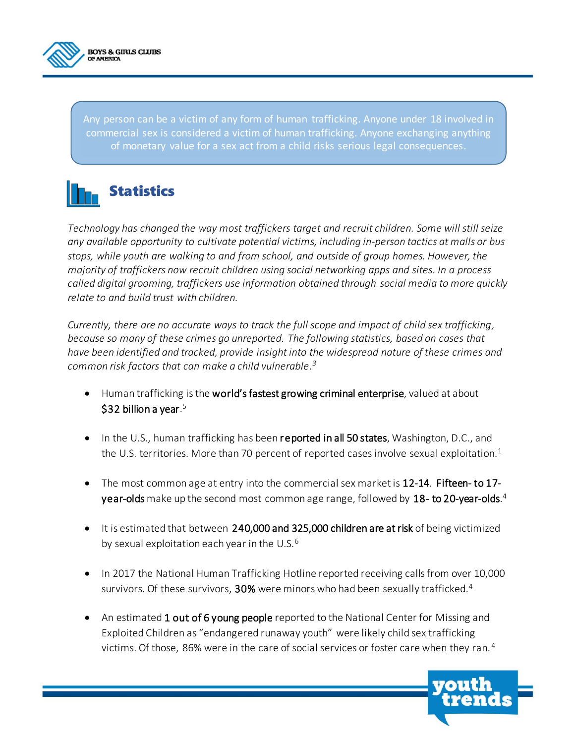Any person can be a victim of any form of human trafficking. Anyone under 18 involved in commercial sex is considered a victim of human trafficking. Anyone exchanging anything of monetary value for a sex act from a child risks serious legal consequences.

## Statistics

*Technology has changed the way most traffickers target and recruit children. Some will still seize any available opportunity to cultivate potential victims, including in-person tactics at malls or bus stops, while youth are walking to and from school, and outside of group homes. However, the majority of traffickers now recruit children using social networking apps and sites. In a process called digital grooming, traffickers use information obtained through social media to more quickly relate to and build trust with children.*

*Currently, there are no accurate ways to track the full scope and impact of child sex trafficking, because so many of these crimes go unreported. The following statistics, based on cases that have been identified and tracked, provide insight into the widespread nature of these crimes and common risk factors that can make a child vulnerable.*[3]

- Human trafficking is the **world's fastest growing criminal enterprise**, valued at about **$32 billion a year**.[5]
- In the U.S., human trafficking has been **reported in all 50 states**, Washington, D.C., and the U.S. territories. More than 70 percent of reported cases involve sexual exploitation.[1]
- The most common age at entry into the commercial sex market is **12-14**. **Fifteen- to 17-year-olds** make up the second most common age range, followed by **18- to 20-year-olds**.[4]
- It is estimated that between **240,000 and 325,000 children are at risk** of being victimized by sexual exploitation each year in the U.S.[6]
- In 2017 the National Human Trafficking Hotline reported receiving calls from over 10,000 survivors. Of these survivors, **30%** were minors who had been sexually trafficked.[4]
- An estimated **1 out of 6 young people** reported to the National Center for Missing and Exploited Children as "endangered runaway youth" were likely child sex trafficking victims. Of those, 86% were in the care of social services or foster care when they ran.[4]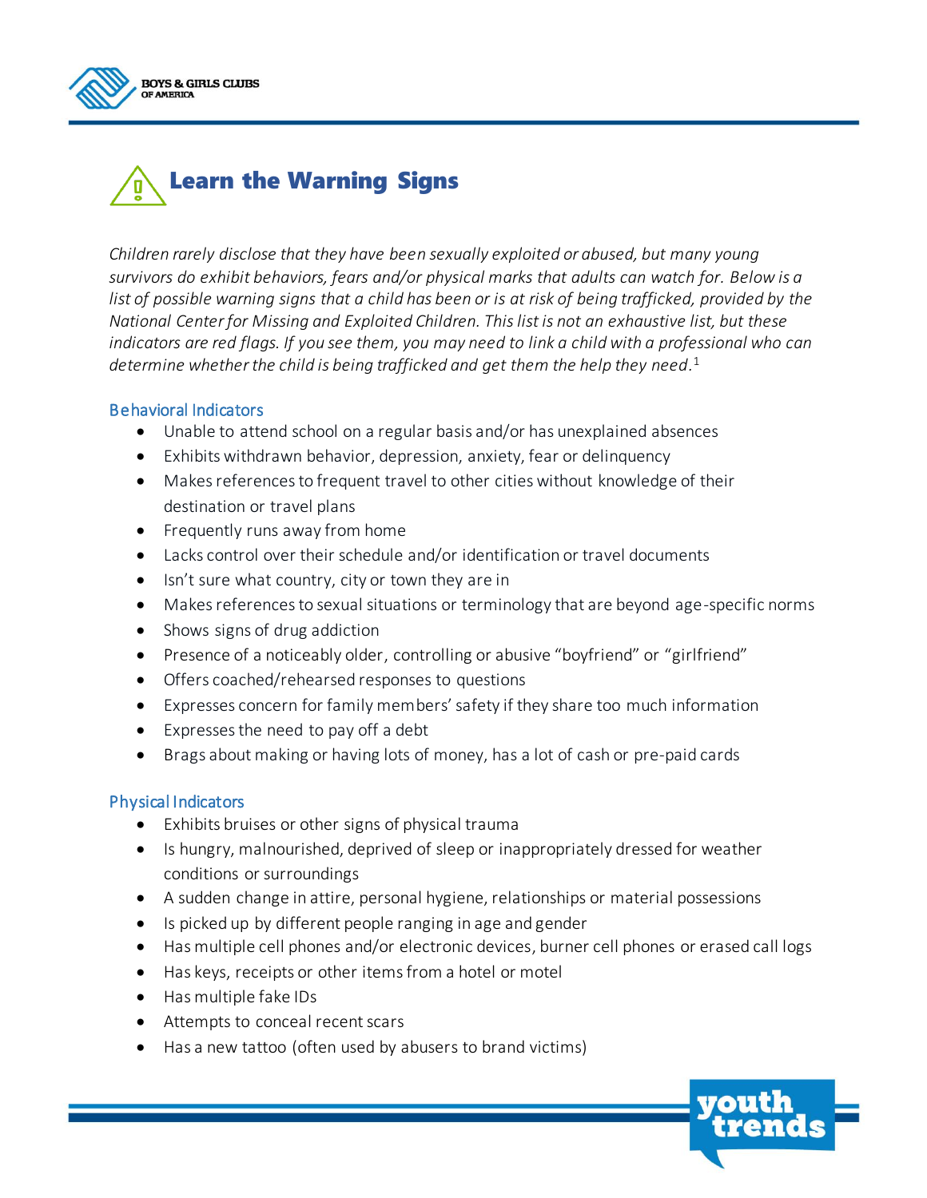# Learn the Warning Signs

*Children rarely disclose that they have been sexually exploited or abused, but many young survivors do exhibit behaviors, fears and/or physical marks that adults can watch for. Below is a list of possible warning signs that a child has been or is at risk of being trafficked, provided by the National Center for Missing and Exploited Children. This list is not an exhaustive list, but these indicators are red flags. If you see them, you may need to link a child with a professional who can determine whether the child is being trafficked and get them the help they need.*[1]

## Behavioral Indicators

- Unable to attend school on a regular basis and/or has unexplained absences
- Exhibits withdrawn behavior, depression, anxiety, fear or delinquency
- Makes references to frequent travel to other cities without knowledge of their destination or travel plans
- Frequently runs away from home
- Lacks control over their schedule and/or identification or travel documents
- Isn't sure what country, city or town they are in
- Makes references to sexual situations or terminology that are beyond age-specific norms
- Shows signs of drug addiction
- Presence of a noticeably older, controlling or abusive "boyfriend" or "girlfriend"
- Offers coached/rehearsed responses to questions
- Expresses concern for family members' safety if they share too much information
- Expresses the need to pay off a debt
- Brags about making or having lots of money, has a lot of cash or pre-paid cards

## Physical Indicators

- Exhibits bruises or other signs of physical trauma
- Is hungry, malnourished, deprived of sleep or inappropriately dressed for weather conditions or surroundings
- A sudden change in attire, personal hygiene, relationships or material possessions
- Is picked up by different people ranging in age and gender
- Has multiple cell phones and/or electronic devices, burner cell phones or erased call logs
- Has keys, receipts or other items from a hotel or motel
- Has multiple fake IDs
- Attempts to conceal recent scars
- Has a new tattoo (often used by abusers to brand victims)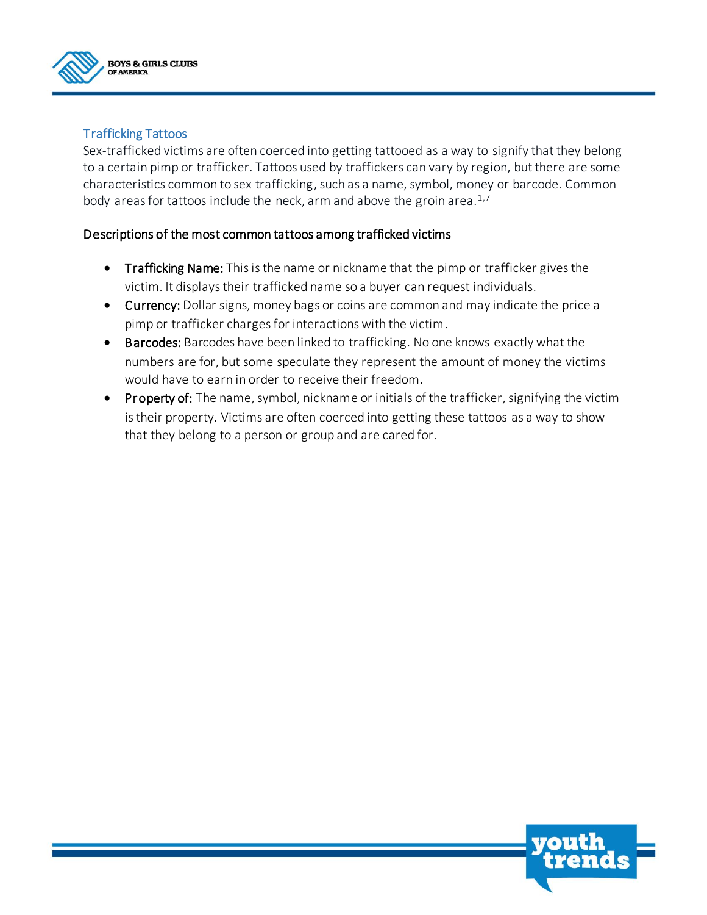## Trafficking Tattoos

Sex-trafficked victims are often coerced into getting tattooed as a way to signify that they belong to a certain pimp or trafficker. Tattoos used by traffickers can vary by region, but there are some characteristics common to sex trafficking, such as a name, symbol, money or barcode. Common body areas for tattoos include the neck, arm and above the groin area.[1,7]

### Descriptions of the most common tattoos among trafficked victims

- **Trafficking Name:** This is the name or nickname that the pimp or trafficker gives the victim. It displays their trafficked name so a buyer can request individuals.
- **Currency:** Dollar signs, money bags or coins are common and may indicate the price a pimp or trafficker charges for interactions with the victim.
- **Barcodes:** Barcodes have been linked to trafficking. No one knows exactly what the numbers are for, but some speculate they represent the amount of money the victims would have to earn in order to receive their freedom.
- **Property of:** The name, symbol, nickname or initials of the trafficker, signifying the victim is their property. Victims are often coerced into getting these tattoos as a way to show that they belong to a person or group and are cared for.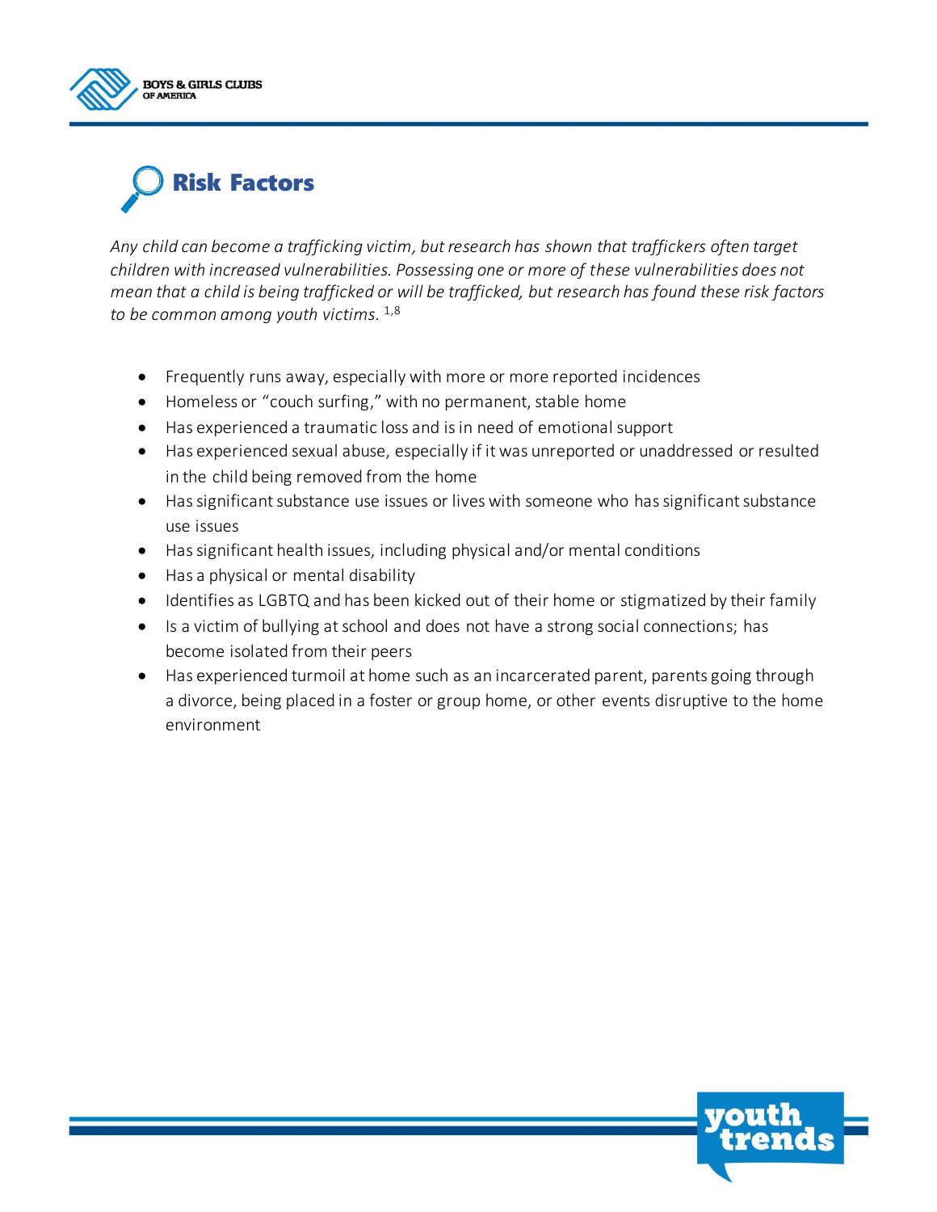## Risk Factors

*Any child can become a trafficking victim, but research has shown that traffickers often target children with increased vulnerabilities. Possessing one or more of these vulnerabilities does not mean that a child is being trafficked or will be trafficked, but research has found these risk factors to be common among youth victims.* [1,8]

- Frequently runs away, especially with more or more reported incidences
- Homeless or "couch surfing," with no permanent, stable home
- Has experienced a traumatic loss and is in need of emotional support
- Has experienced sexual abuse, especially if it was unreported or unaddressed or resulted in the child being removed from the home
- Has significant substance use issues or lives with someone who has significant substance use issues
- Has significant health issues, including physical and/or mental conditions
- Has a physical or mental disability
- Identifies as LGBTQ and has been kicked out of their home or stigmatized by their family
- Is a victim of bullying at school and does not have a strong social connections; has become isolated from their peers
- Has experienced turmoil at home such as an incarcerated parent, parents going through a divorce, being placed in a foster or group home, or other events disruptive to the home environment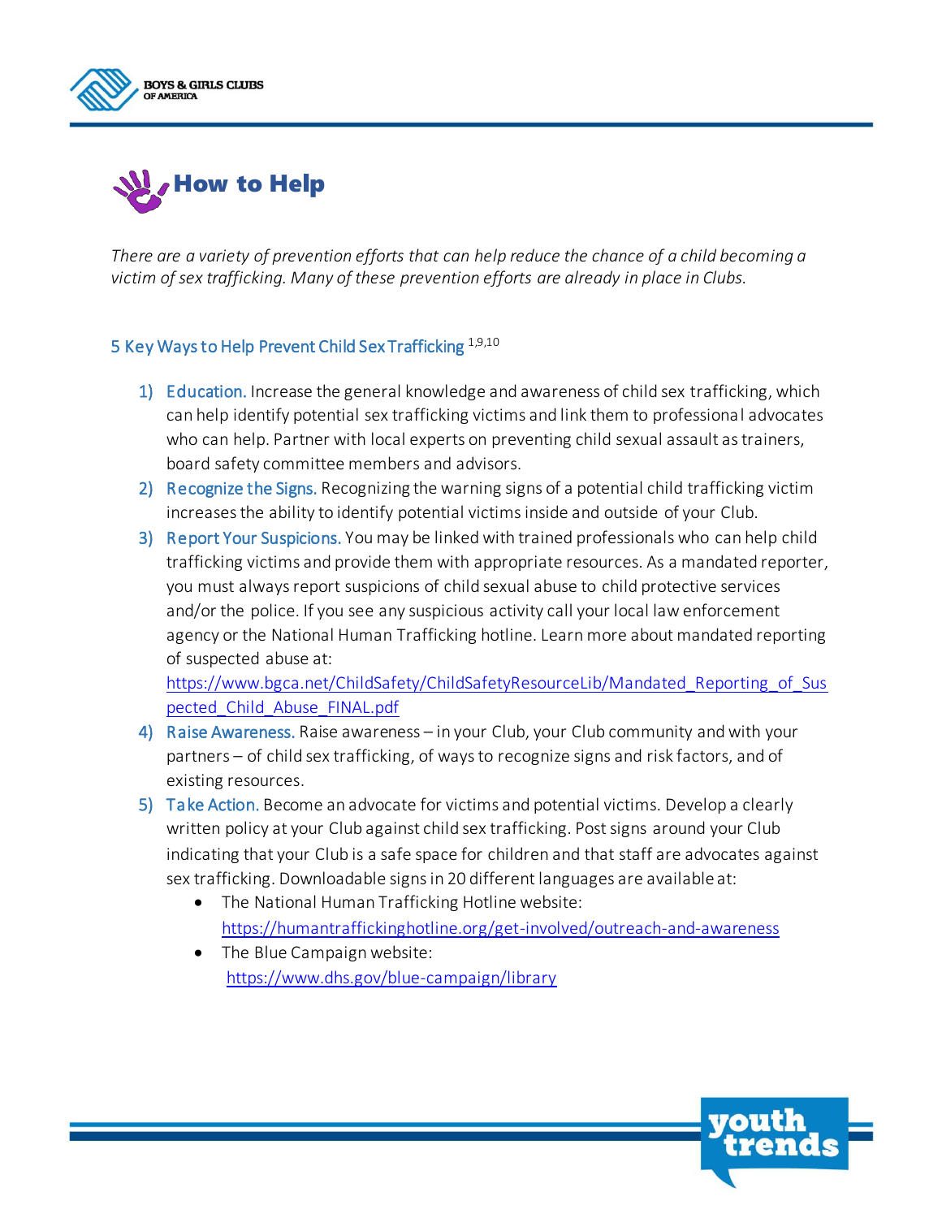# How to Help

*There are a variety of prevention efforts that can help reduce the chance of a child becoming a victim of sex trafficking. Many of these prevention efforts are already in place in Clubs.*

## 5 Key Ways to Help Prevent Child Sex Trafficking [1,9,10]

1) **Education.** Increase the general knowledge and awareness of child sex trafficking, which can help identify potential sex trafficking victims and link them to professional advocates who can help. Partner with local experts on preventing child sexual assault as trainers, board safety committee members and advisors.
2) **Recognize the Signs.** Recognizing the warning signs of a potential child trafficking victim increases the ability to identify potential victims inside and outside of your Club.
3) **Report Your Suspicions.** You may be linked with trained professionals who can help child trafficking victims and provide them with appropriate resources. As a mandated reporter, you must always report suspicions of child sexual abuse to child protective services and/or the police. If you see any suspicious activity call your local law enforcement agency or the National Human Trafficking hotline. Learn more about mandated reporting of suspected abuse at: https://www.bgca.net/ChildSafety/ChildSafetyResourceLib/Mandated_Reporting_of_Suspected_Child_Abuse_FINAL.pdf
4) **Raise Awareness.** Raise awareness – in your Club, your Club community and with your partners – of child sex trafficking, of ways to recognize signs and risk factors, and of existing resources.
5) **Take Action.** Become an advocate for victims and potential victims. Develop a clearly written policy at your Club against child sex trafficking. Post signs around your Club indicating that your Club is a safe space for children and that staff are advocates against sex trafficking. Downloadable signs in 20 different languages are available at:
   - The National Human Trafficking Hotline website: https://humantraffickinghotline.org/get-involved/outreach-and-awareness
   - The Blue Campaign website: https://www.dhs.gov/blue-campaign/library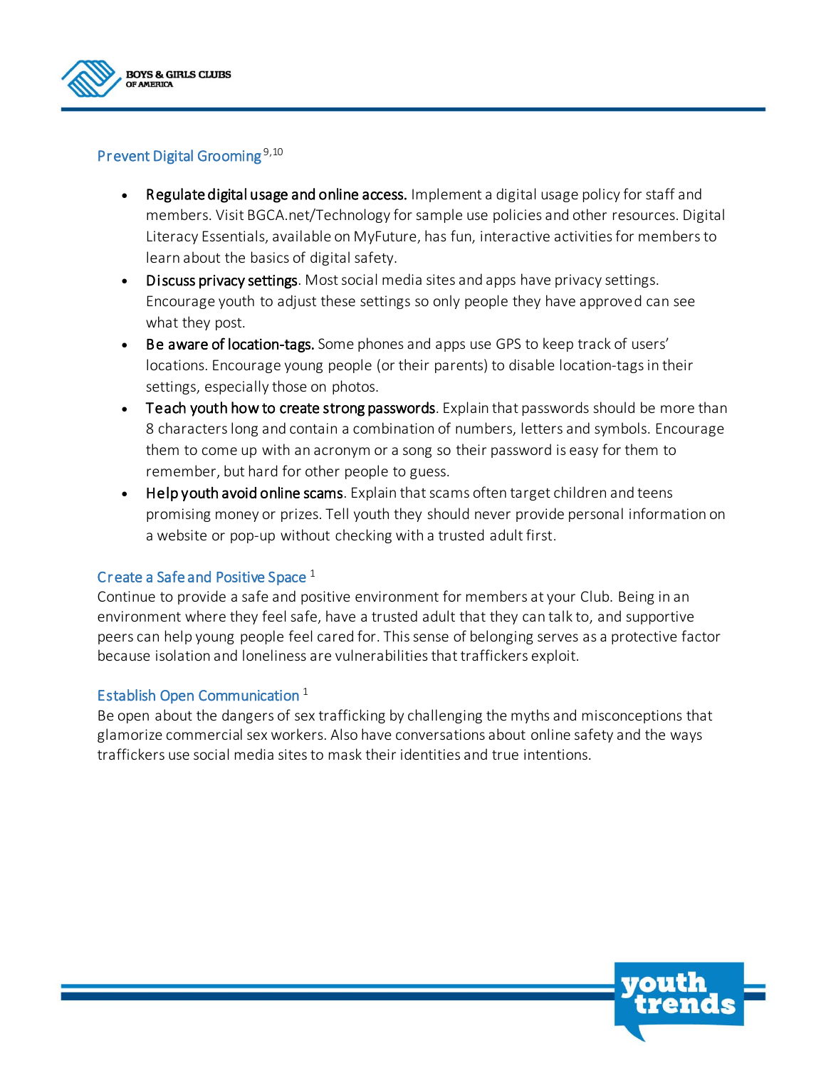## Prevent Digital Grooming [9,10]

- **Regulate digital usage and online access.** Implement a digital usage policy for staff and members. Visit BGCA.net/Technology for sample use policies and other resources. Digital Literacy Essentials, available on MyFuture, has fun, interactive activities for members to learn about the basics of digital safety.
- **Discuss privacy settings**. Most social media sites and apps have privacy settings. Encourage youth to adjust these settings so only people they have approved can see what they post.
- **Be aware of location-tags.** Some phones and apps use GPS to keep track of users' locations. Encourage young people (or their parents) to disable location-tags in their settings, especially those on photos.
- **Teach youth how to create strong passwords**. Explain that passwords should be more than 8 characters long and contain a combination of numbers, letters and symbols. Encourage them to come up with an acronym or a song so their password is easy for them to remember, but hard for other people to guess.
- **Help youth avoid online scams**. Explain that scams often target children and teens promising money or prizes. Tell youth they should never provide personal information on a website or pop-up without checking with a trusted adult first.

## Create a Safe and Positive Space [1]

Continue to provide a safe and positive environment for members at your Club. Being in an environment where they feel safe, have a trusted adult that they can talk to, and supportive peers can help young people feel cared for. This sense of belonging serves as a protective factor because isolation and loneliness are vulnerabilities that traffickers exploit.

## Establish Open Communication [1]

Be open about the dangers of sex trafficking by challenging the myths and misconceptions that glamorize commercial sex workers. Also have conversations about online safety and the ways traffickers use social media sites to mask their identities and true intentions.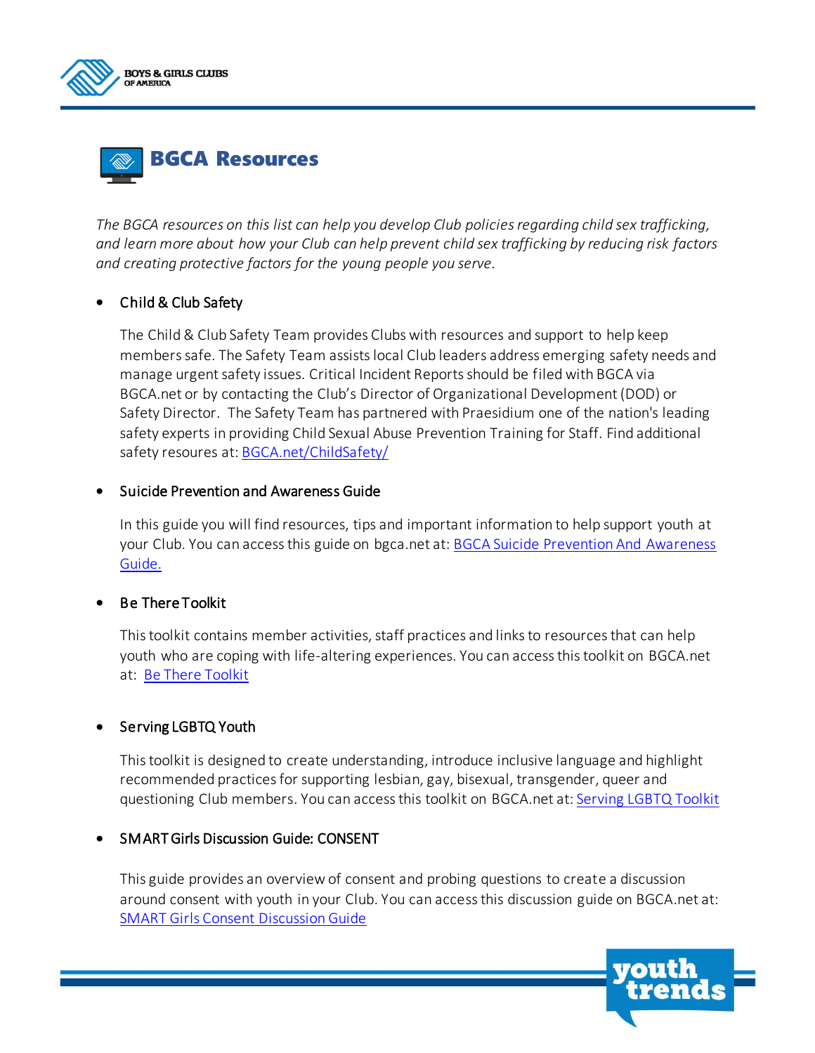# BGCA Resources

*The BGCA resources on this list can help you develop Club policies regarding child sex trafficking, and learn more about how your Club can help prevent child sex trafficking by reducing risk factors and creating protective factors for the young people you serve.*

- Child & Club Safety

  The Child & Club Safety Team provides Clubs with resources and support to help keep members safe. The Safety Team assists local Club leaders address emerging safety needs and manage urgent safety issues. Critical Incident Reports should be filed with BGCA via BGCA.net or by contacting the Club's Director of Organizational Development (DOD) or Safety Director. The Safety Team has partnered with Praesidium one of the nation's leading safety experts in providing Child Sexual Abuse Prevention Training for Staff. Find additional safety resoures at: [BGCA.net/ChildSafety/]

- Suicide Prevention and Awareness Guide

  In this guide you will find resources, tips and important information to help support youth at your Club. You can access this guide on bgca.net at: [BGCA Suicide Prevention And Awareness Guide.]

- Be There Toolkit

  This toolkit contains member activities, staff practices and links to resources that can help youth who are coping with life-altering experiences. You can access this toolkit on BGCA.net at: [Be There Toolkit]

- Serving LGBTQ Youth

  This toolkit is designed to create understanding, introduce inclusive language and highlight recommended practices for supporting lesbian, gay, bisexual, transgender, queer and questioning Club members. You can access this toolkit on BGCA.net at: [Serving LGBTQ Toolkit]

- SMART Girls Discussion Guide: CONSENT

  This guide provides an overview of consent and probing questions to create a discussion around consent with youth in your Club. You can access this discussion guide on BGCA.net at: [SMART Girls Consent Discussion Guide]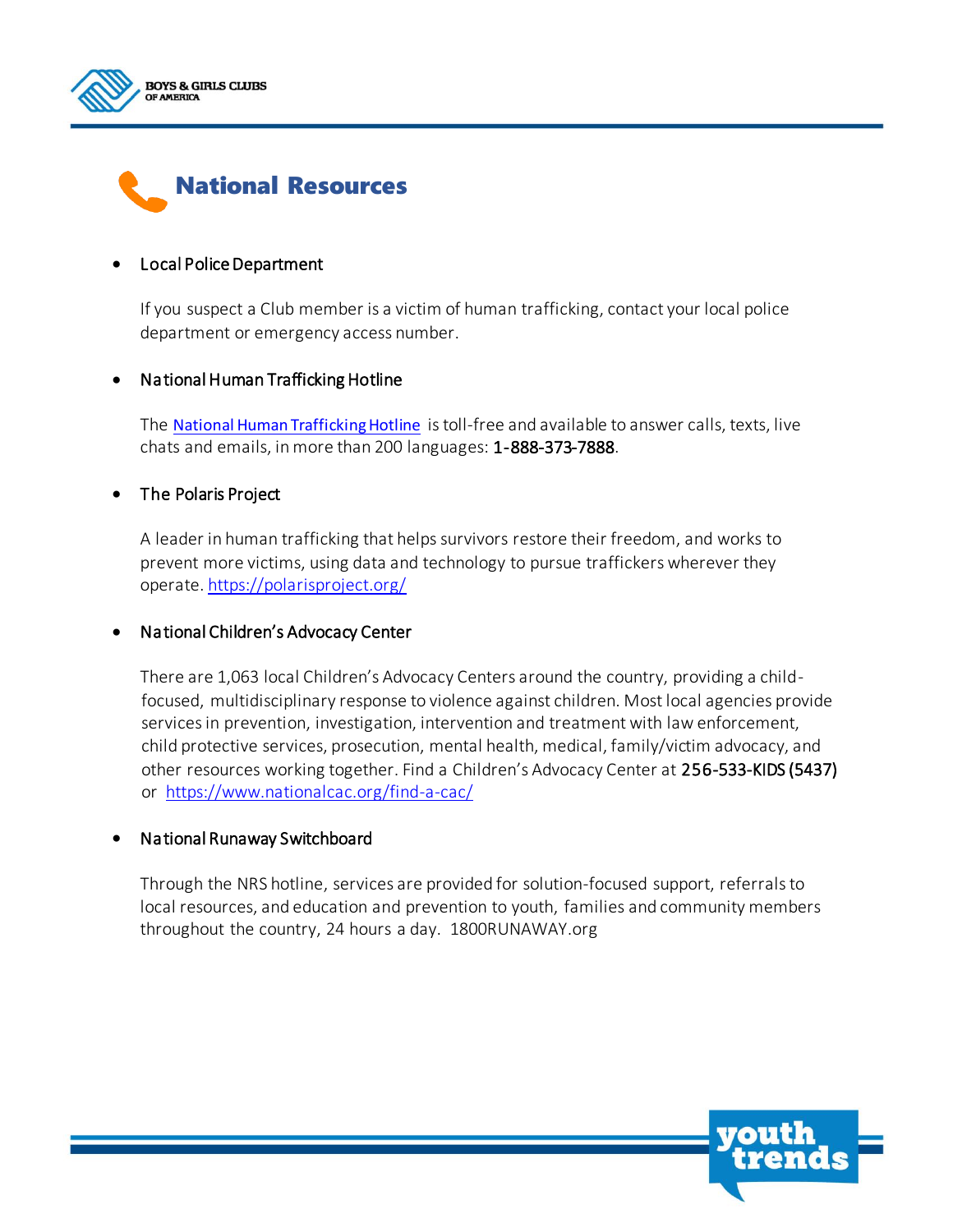# National Resources

- Local Police Department

  If you suspect a Club member is a victim of human trafficking, contact your local police department or emergency access number.

- National Human Trafficking Hotline

  The [National Human Trafficking Hotline](#) is toll-free and available to answer calls, texts, live chats and emails, in more than 200 languages: **1-888-373-7888**.

- The Polaris Project

  A leader in human trafficking that helps survivors restore their freedom, and works to prevent more victims, using data and technology to pursue traffickers wherever they operate. https://polarisproject.org/

- National Children's Advocacy Center

  There are 1,063 local Children's Advocacy Centers around the country, providing a child-focused, multidisciplinary response to violence against children. Most local agencies provide services in prevention, investigation, intervention and treatment with law enforcement, child protective services, prosecution, mental health, medical, family/victim advocacy, and other resources working together. Find a Children's Advocacy Center at **256-533-KIDS (5437)** or https://www.nationalcac.org/find-a-cac/

- National Runaway Switchboard

  Through the NRS hotline, services are provided for solution-focused support, referrals to local resources, and education and prevention to youth, families and community members throughout the country, 24 hours a day. 1800RUNAWAY.org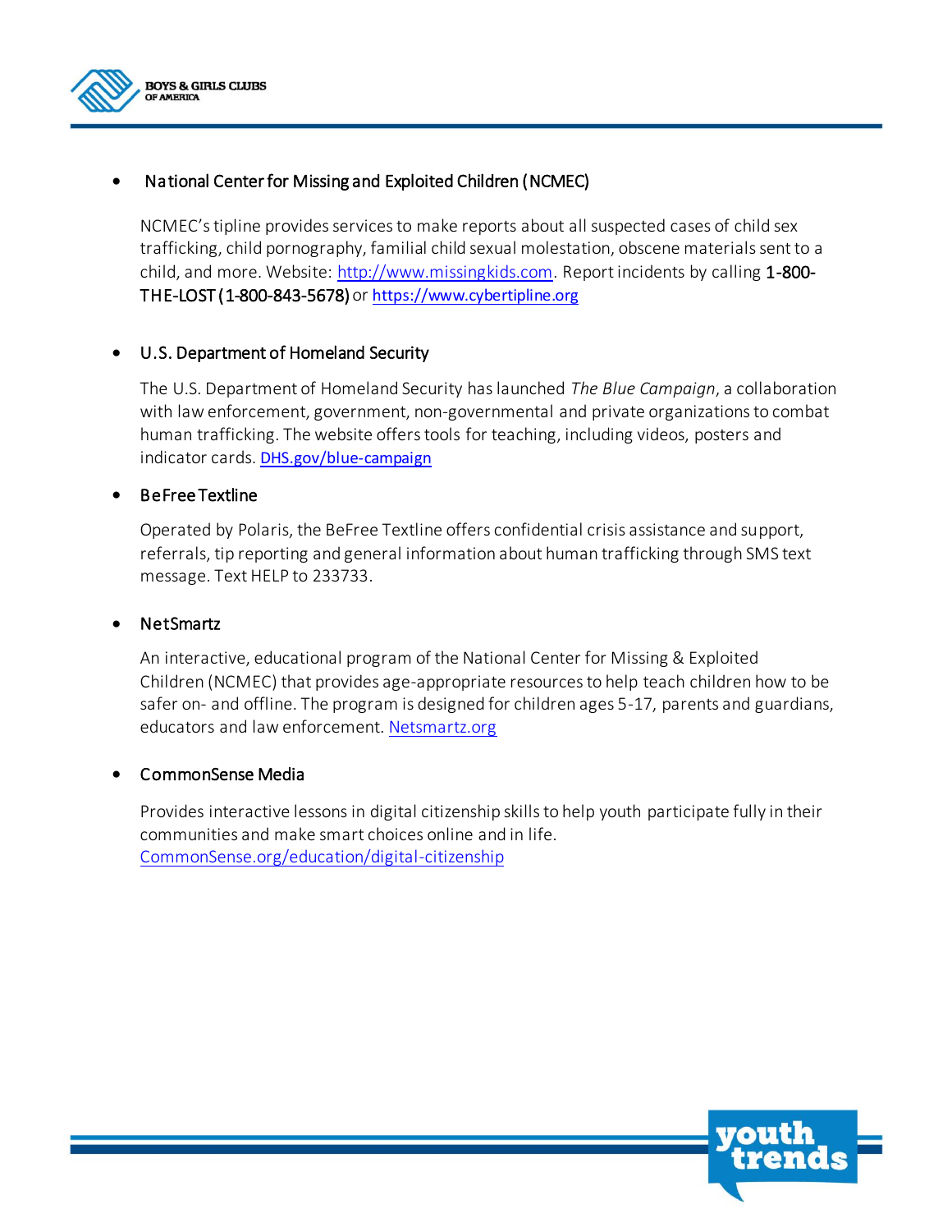- National Center for Missing and Exploited Children (NCMEC)

  NCMEC's tipline provides services to make reports about all suspected cases of child sex trafficking, child pornography, familial child sexual molestation, obscene materials sent to a child, and more. Website: [http://www.missingkids.com](http://www.missingkids.com). Report incidents by calling **1-800-THE-LOST (1-800-843-5678)** or [https://www.cybertipline.org](https://www.cybertipline.org)

- U.S. Department of Homeland Security

  The U.S. Department of Homeland Security has launched *The Blue Campaign*, a collaboration with law enforcement, government, non-governmental and private organizations to combat human trafficking. The website offers tools for teaching, including videos, posters and indicator cards. [DHS.gov/blue-campaign](DHS.gov/blue-campaign)

- BeFree Textline

  Operated by Polaris, the BeFree Textline offers confidential crisis assistance and support, referrals, tip reporting and general information about human trafficking through SMS text message. Text HELP to 233733.

- NetSmartz

  An interactive, educational program of the National Center for Missing & Exploited Children (NCMEC) that provides age-appropriate resources to help teach children how to be safer on- and offline. The program is designed for children ages 5-17, parents and guardians, educators and law enforcement. [Netsmartz.org](Netsmartz.org)

- CommonSense Media

  Provides interactive lessons in digital citizenship skills to help youth participate fully in their communities and make smart choices online and in life. [CommonSense.org/education/digital-citizenship](CommonSense.org/education/digital-citizenship)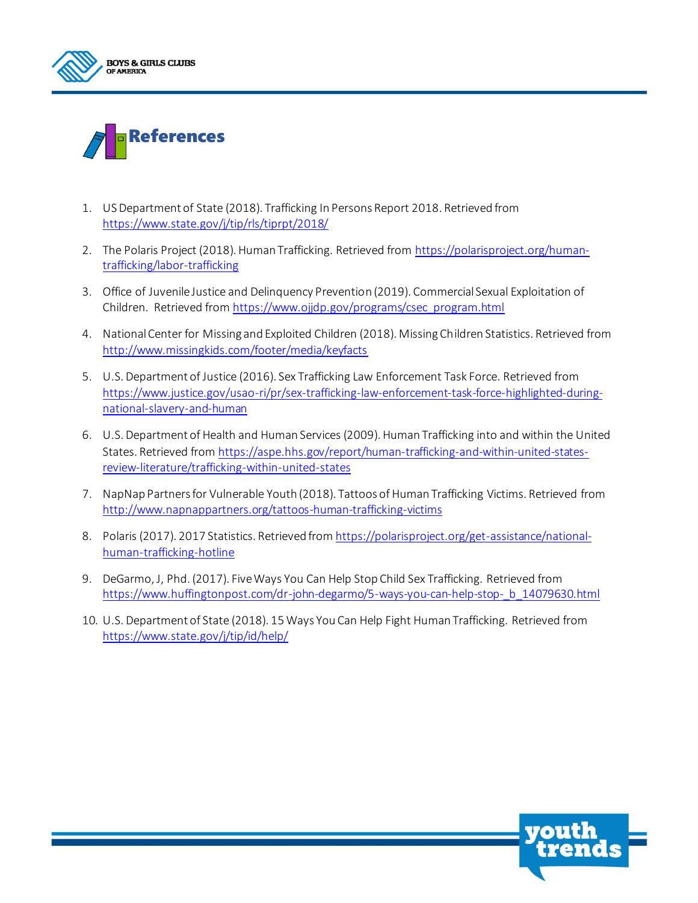# References

1. US Department of State (2018). Trafficking In Persons Report 2018. Retrieved from https://www.state.gov/j/tip/rls/tiprpt/2018/
2. The Polaris Project (2018). Human Trafficking. Retrieved from https://polarisproject.org/human-trafficking/labor-trafficking
3. Office of Juvenile Justice and Delinquency Prevention (2019). Commercial Sexual Exploitation of Children. Retrieved from https://www.ojjdp.gov/programs/csec_program.html
4. National Center for Missing and Exploited Children (2018). Missing Children Statistics. Retrieved from http://www.missingkids.com/footer/media/keyfacts
5. U.S. Department of Justice (2016). Sex Trafficking Law Enforcement Task Force. Retrieved from https://www.justice.gov/usao-ri/pr/sex-trafficking-law-enforcement-task-force-highlighted-during-national-slavery-and-human
6. U.S. Department of Health and Human Services (2009). Human Trafficking into and within the United States. Retrieved from https://aspe.hhs.gov/report/human-trafficking-and-within-united-states-review-literature/trafficking-within-united-states
7. NapNap Partners for Vulnerable Youth (2018). Tattoos of Human Trafficking Victims. Retrieved from http://www.napnappartners.org/tattoos-human-trafficking-victims
8. Polaris (2017). 2017 Statistics. Retrieved from https://polarisproject.org/get-assistance/national-human-trafficking-hotline
9. DeGarmo, J, Phd. (2017). Five Ways You Can Help Stop Child Sex Trafficking. Retrieved from https://www.huffingtonpost.com/dr-john-degarmo/5-ways-you-can-help-stop-_b_14079630.html
10. U.S. Department of State (2018). 15 Ways You Can Help Fight Human Trafficking. Retrieved from https://www.state.gov/j/tip/id/help/